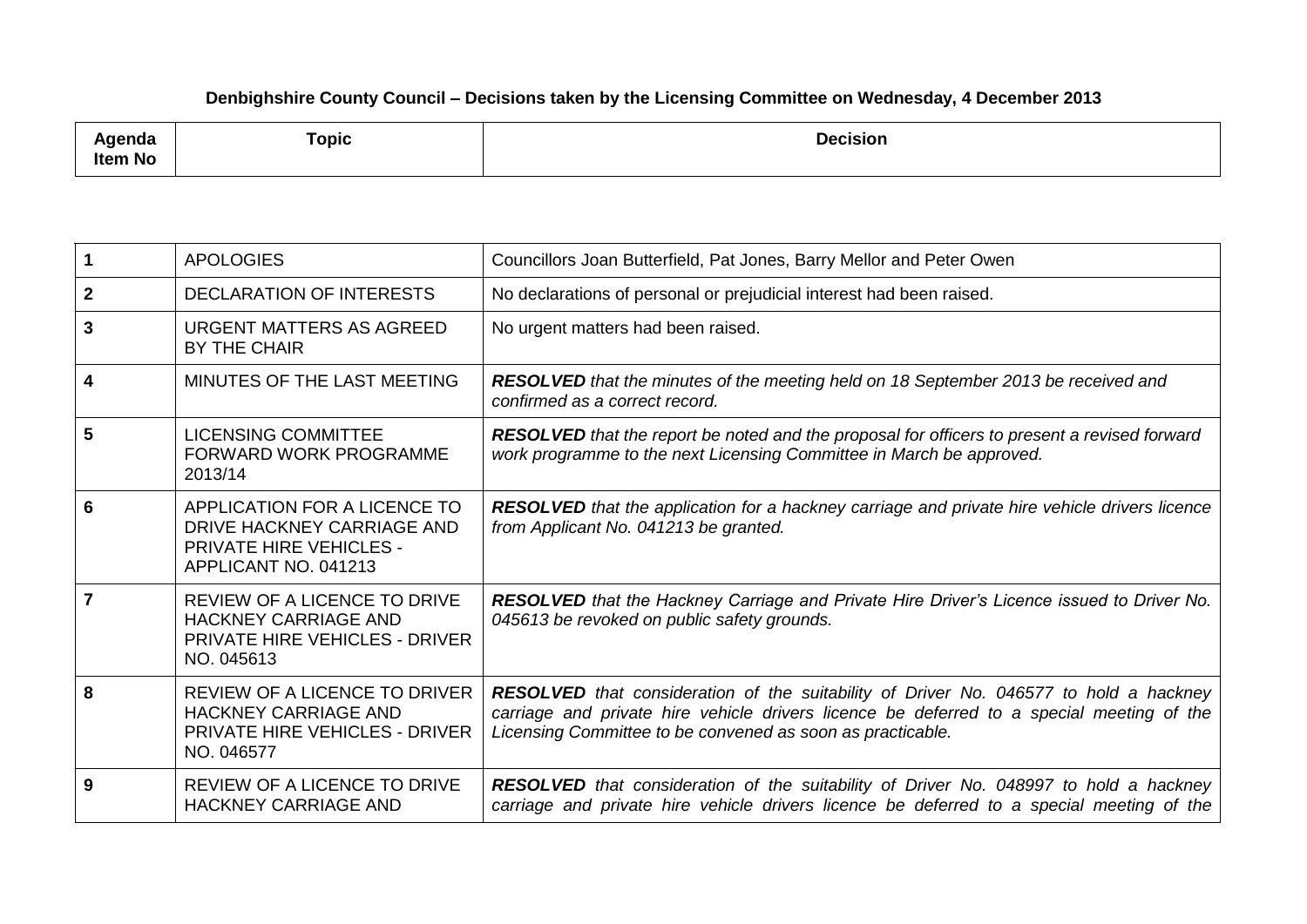**Denbighshire County Council – Decisions taken by the Licensing Committee on Wednesday, 4 December 2013**

| Agenda Item No | Topic | Decision |
|---|---|---|
| 1 | APOLOGIES | Councillors Joan Butterfield, Pat Jones, Barry Mellor and Peter Owen |
| 2 | DECLARATION OF INTERESTS | No declarations of personal or prejudicial interest had been raised. |
| 3 | URGENT MATTERS AS AGREED BY THE CHAIR | No urgent matters had been raised. |
| 4 | MINUTES OF THE LAST MEETING | ***RESOLVED*** *that the minutes of the meeting held on 18 September 2013 be received and confirmed as a correct record.* |
| 5 | LICENSING COMMITTEE FORWARD WORK PROGRAMME 2013/14 | ***RESOLVED*** *that the report be noted and the proposal for officers to present a revised forward work programme to the next Licensing Committee in March be approved.* |
| 6 | APPLICATION FOR A LICENCE TO DRIVE HACKNEY CARRIAGE AND PRIVATE HIRE VEHICLES - APPLICANT NO. 041213 | ***RESOLVED*** *that the application for a hackney carriage and private hire vehicle drivers licence from Applicant No. 041213 be granted.* |
| 7 | REVIEW OF A LICENCE TO DRIVE HACKNEY CARRIAGE AND PRIVATE HIRE VEHICLES - DRIVER NO. 045613 | ***RESOLVED*** *that the Hackney Carriage and Private Hire Driver's Licence issued to Driver No. 045613 be revoked on public safety grounds.* |
| 8 | REVIEW OF A LICENCE TO DRIVER HACKNEY CARRIAGE AND PRIVATE HIRE VEHICLES - DRIVER NO. 046577 | ***RESOLVED*** *that consideration of the suitability of Driver No. 046577 to hold a hackney carriage and private hire vehicle drivers licence be deferred to a special meeting of the Licensing Committee to be convened as soon as practicable.* |
| 9 | REVIEW OF A LICENCE TO DRIVE HACKNEY CARRIAGE AND | ***RESOLVED*** *that consideration of the suitability of Driver No. 048997 to hold a hackney carriage and private hire vehicle drivers licence be deferred to a special meeting of the* |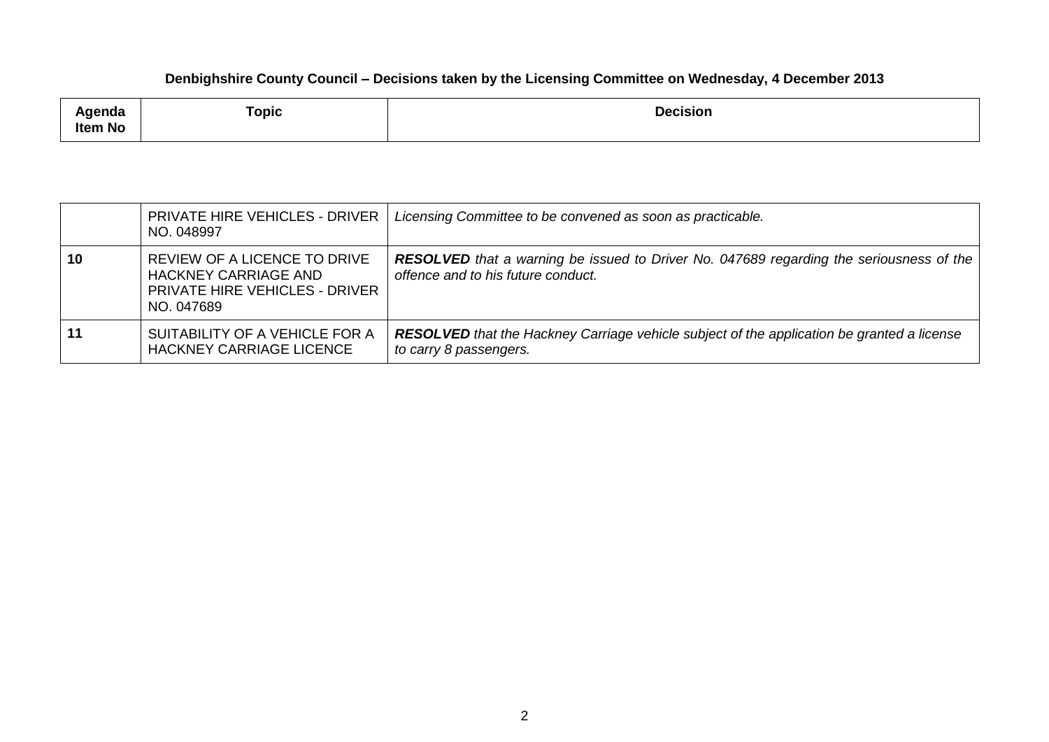**Denbighshire County Council – Decisions taken by the Licensing Committee on Wednesday, 4 December 2013**

| Agenda Item No | Topic | Decision |
|---|---|---|
| | PRIVATE HIRE VEHICLES - DRIVER NO. 048997 | *Licensing Committee to be convened as soon as practicable.* |
| 10 | REVIEW OF A LICENCE TO DRIVE HACKNEY CARRIAGE AND PRIVATE HIRE VEHICLES - DRIVER NO. 047689 | ***RESOLVED** that a warning be issued to Driver No. 047689 regarding the seriousness of the offence and to his future conduct.* |
| 11 | SUITABILITY OF A VEHICLE FOR A HACKNEY CARRIAGE LICENCE | ***RESOLVED** that the Hackney Carriage vehicle subject of the application be granted a license to carry 8 passengers.* |